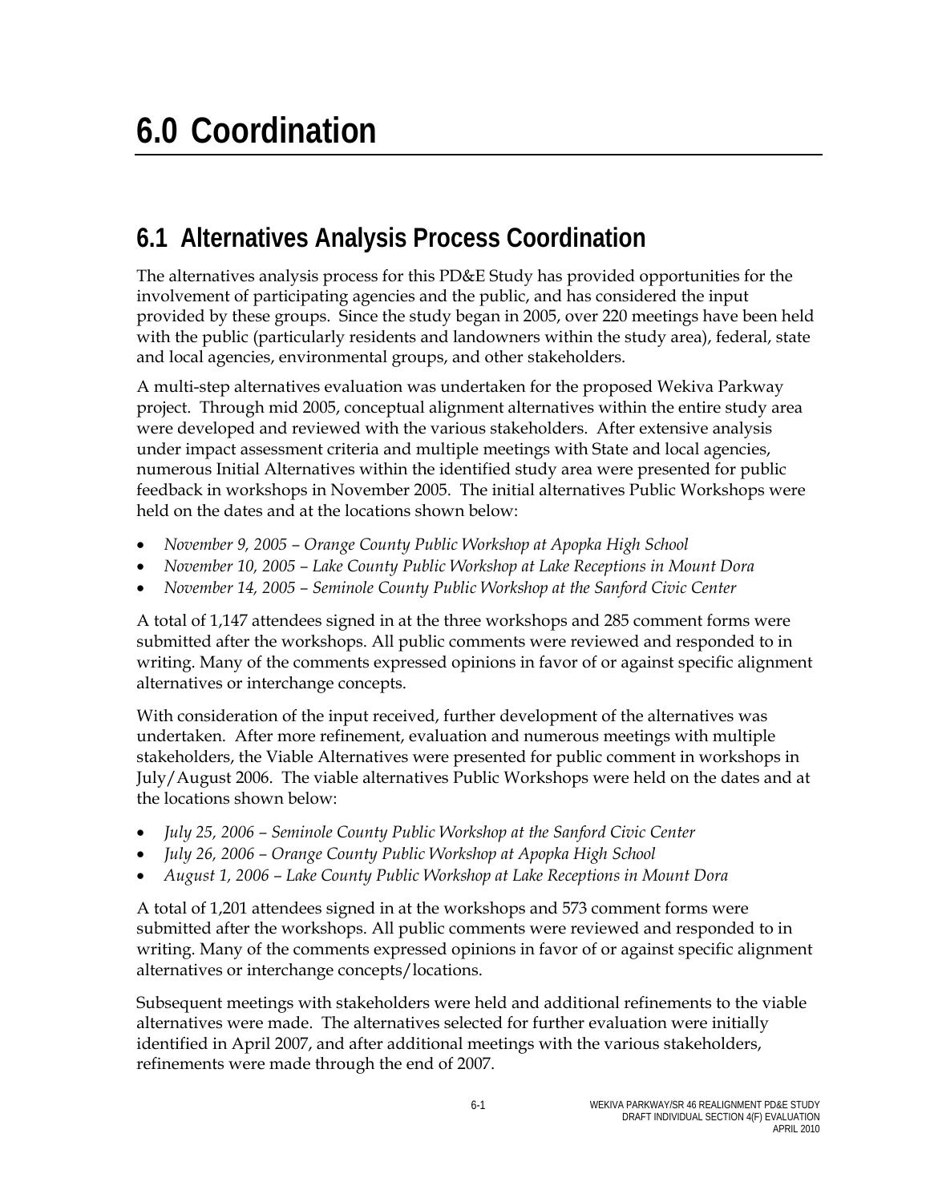# 6.0 Coordination

## 6.1 Alternatives Analysis Process Coordination

The alternatives analysis process for this PD&E Study has provided opportunities for the involvement of participating agencies and the public, and has considered the input provided by these groups. Since the study began in 2005, over 220 meetings have been held with the public (particularly residents and landowners within the study area), federal, state and local agencies, environmental groups, and other stakeholders.

A multi-step alternatives evaluation was undertaken for the proposed Wekiva Parkway project. Through mid 2005, conceptual alignment alternatives within the entire study area were developed and reviewed with the various stakeholders. After extensive analysis under impact assessment criteria and multiple meetings with State and local agencies, numerous Initial Alternatives within the identified study area were presented for public feedback in workshops in November 2005. The initial alternatives Public Workshops were held on the dates and at the locations shown below:

- *November 9, 2005 – Orange County Public Workshop at Apopka High School*
- *November 10, 2005 – Lake County Public Workshop at Lake Receptions in Mount Dora*
- *November 14, 2005 – Seminole County Public Workshop at the Sanford Civic Center*

A total of 1,147 attendees signed in at the three workshops and 285 comment forms were submitted after the workshops. All public comments were reviewed and responded to in writing. Many of the comments expressed opinions in favor of or against specific alignment alternatives or interchange concepts.

With consideration of the input received, further development of the alternatives was undertaken. After more refinement, evaluation and numerous meetings with multiple stakeholders, the Viable Alternatives were presented for public comment in workshops in July/August 2006. The viable alternatives Public Workshops were held on the dates and at the locations shown below:

- *July 25, 2006 – Seminole County Public Workshop at the Sanford Civic Center*
- *July 26, 2006 – Orange County Public Workshop at Apopka High School*
- *August 1, 2006 – Lake County Public Workshop at Lake Receptions in Mount Dora*

A total of 1,201 attendees signed in at the workshops and 573 comment forms were submitted after the workshops. All public comments were reviewed and responded to in writing. Many of the comments expressed opinions in favor of or against specific alignment alternatives or interchange concepts/locations.

Subsequent meetings with stakeholders were held and additional refinements to the viable alternatives were made. The alternatives selected for further evaluation were initially identified in April 2007, and after additional meetings with the various stakeholders, refinements were made through the end of 2007.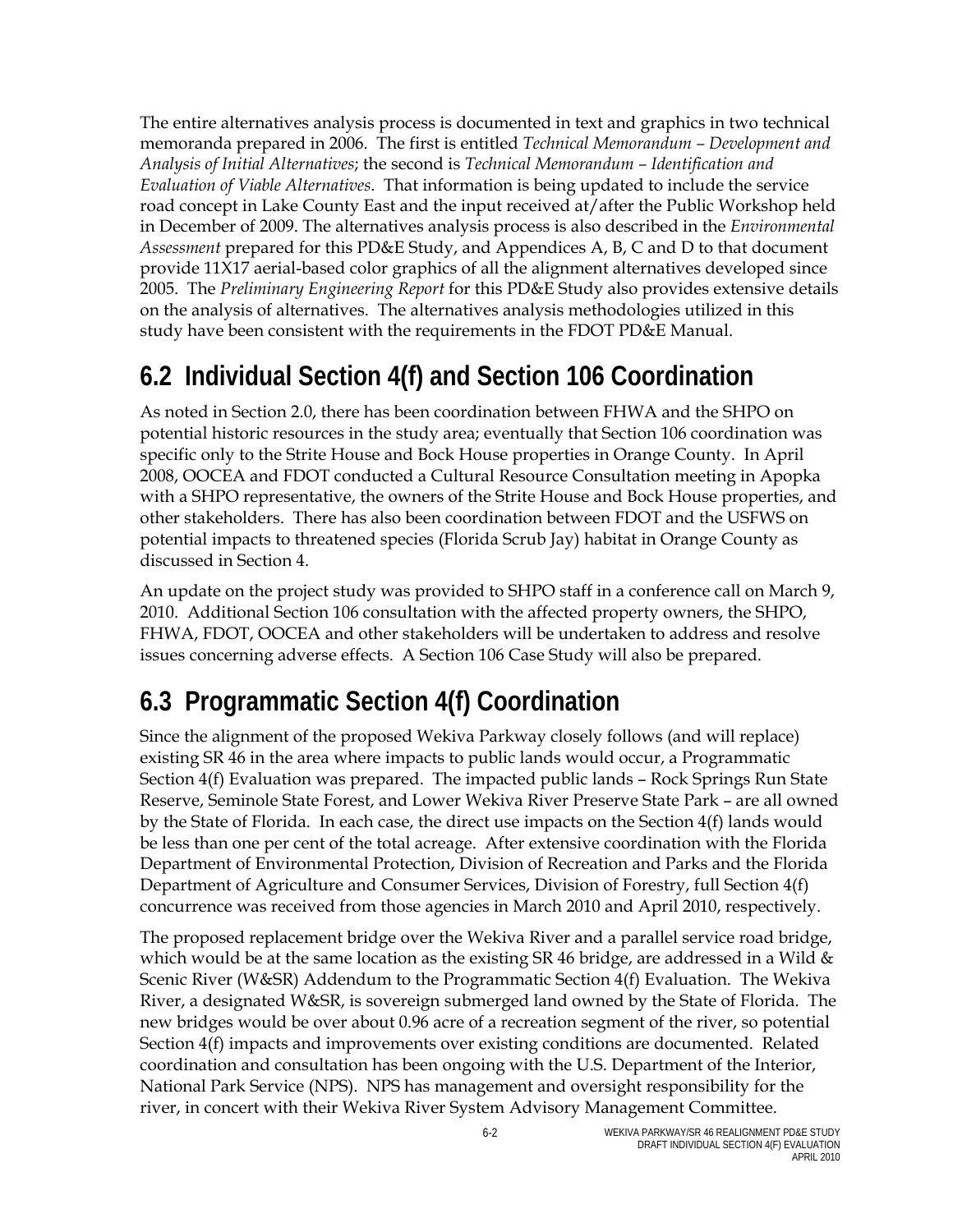The entire alternatives analysis process is documented in text and graphics in two technical memoranda prepared in 2006. The first is entitled *Technical Memorandum – Development and Analysis of Initial Alternatives*; the second is *Technical Memorandum – Identification and Evaluation of Viable Alternatives*. That information is being updated to include the service road concept in Lake County East and the input received at/after the Public Workshop held in December of 2009. The alternatives analysis process is also described in the *Environmental Assessment* prepared for this PD&E Study, and Appendices A, B, C and D to that document provide 11X17 aerial-based color graphics of all the alignment alternatives developed since 2005. The *Preliminary Engineering Report* for this PD&E Study also provides extensive details on the analysis of alternatives. The alternatives analysis methodologies utilized in this study have been consistent with the requirements in the FDOT PD&E Manual.

## 6.2 Individual Section 4(f) and Section 106 Coordination

As noted in Section 2.0, there has been coordination between FHWA and the SHPO on potential historic resources in the study area; eventually that Section 106 coordination was specific only to the Strite House and Bock House properties in Orange County. In April 2008, OOCEA and FDOT conducted a Cultural Resource Consultation meeting in Apopka with a SHPO representative, the owners of the Strite House and Bock House properties, and other stakeholders. There has also been coordination between FDOT and the USFWS on potential impacts to threatened species (Florida Scrub Jay) habitat in Orange County as discussed in Section 4.

An update on the project study was provided to SHPO staff in a conference call on March 9, 2010. Additional Section 106 consultation with the affected property owners, the SHPO, FHWA, FDOT, OOCEA and other stakeholders will be undertaken to address and resolve issues concerning adverse effects. A Section 106 Case Study will also be prepared.

## 6.3 Programmatic Section 4(f) Coordination

Since the alignment of the proposed Wekiva Parkway closely follows (and will replace) existing SR 46 in the area where impacts to public lands would occur, a Programmatic Section 4(f) Evaluation was prepared. The impacted public lands – Rock Springs Run State Reserve, Seminole State Forest, and Lower Wekiva River Preserve State Park – are all owned by the State of Florida. In each case, the direct use impacts on the Section 4(f) lands would be less than one per cent of the total acreage. After extensive coordination with the Florida Department of Environmental Protection, Division of Recreation and Parks and the Florida Department of Agriculture and Consumer Services, Division of Forestry, full Section 4(f) concurrence was received from those agencies in March 2010 and April 2010, respectively.

The proposed replacement bridge over the Wekiva River and a parallel service road bridge, which would be at the same location as the existing SR 46 bridge, are addressed in a Wild & Scenic River (W&SR) Addendum to the Programmatic Section 4(f) Evaluation. The Wekiva River, a designated W&SR, is sovereign submerged land owned by the State of Florida. The new bridges would be over about 0.96 acre of a recreation segment of the river, so potential Section 4(f) impacts and improvements over existing conditions are documented. Related coordination and consultation has been ongoing with the U.S. Department of the Interior, National Park Service (NPS). NPS has management and oversight responsibility for the river, in concert with their Wekiva River System Advisory Management Committee.